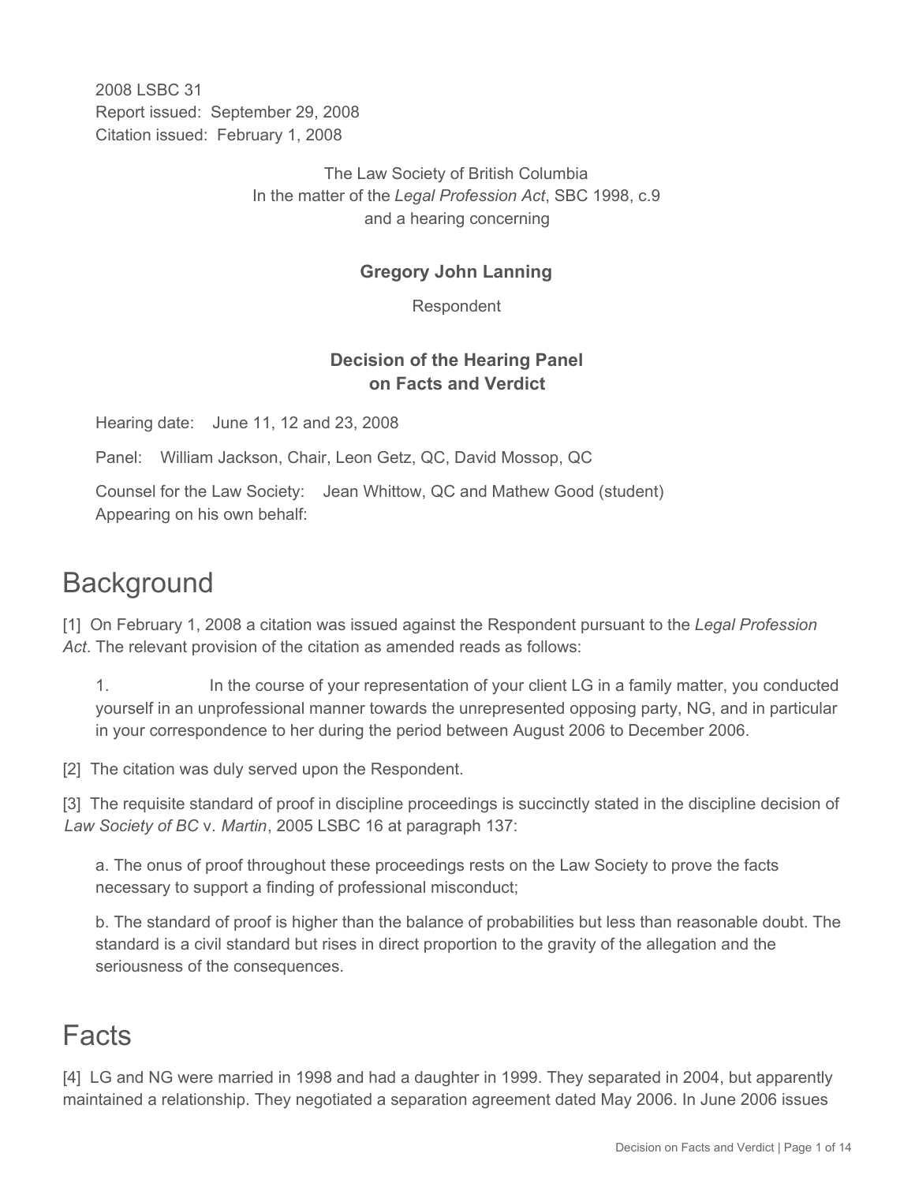2008 LSBC 31
Report issued: September 29, 2008
Citation issued: February 1, 2008

The Law Society of British Columbia
In the matter of the *Legal Profession Act*, SBC 1998, c.9
and a hearing concerning

**Gregory John Lanning**

Respondent

**Decision of the Hearing Panel**
**on Facts and Verdict**

Hearing date: June 11, 12 and 23, 2008

Panel: William Jackson, Chair, Leon Getz, QC, David Mossop, QC

Counsel for the Law Society: Jean Whittow, QC and Mathew Good (student)
Appearing on his own behalf:

# Background

[1] On February 1, 2008 a citation was issued against the Respondent pursuant to the *Legal Profession Act*. The relevant provision of the citation as amended reads as follows:

> 1. In the course of your representation of your client LG in a family matter, you conducted yourself in an unprofessional manner towards the unrepresented opposing party, NG, and in particular in your correspondence to her during the period between August 2006 to December 2006.

[2] The citation was duly served upon the Respondent.

[3] The requisite standard of proof in discipline proceedings is succinctly stated in the discipline decision of *Law Society of BC* v. *Martin*, 2005 LSBC 16 at paragraph 137:

> a. The onus of proof throughout these proceedings rests on the Law Society to prove the facts necessary to support a finding of professional misconduct;
>
> b. The standard of proof is higher than the balance of probabilities but less than reasonable doubt. The standard is a civil standard but rises in direct proportion to the gravity of the allegation and the seriousness of the consequences.

# Facts

[4] LG and NG were married in 1998 and had a daughter in 1999. They separated in 2004, but apparently maintained a relationship. They negotiated a separation agreement dated May 2006. In June 2006 issues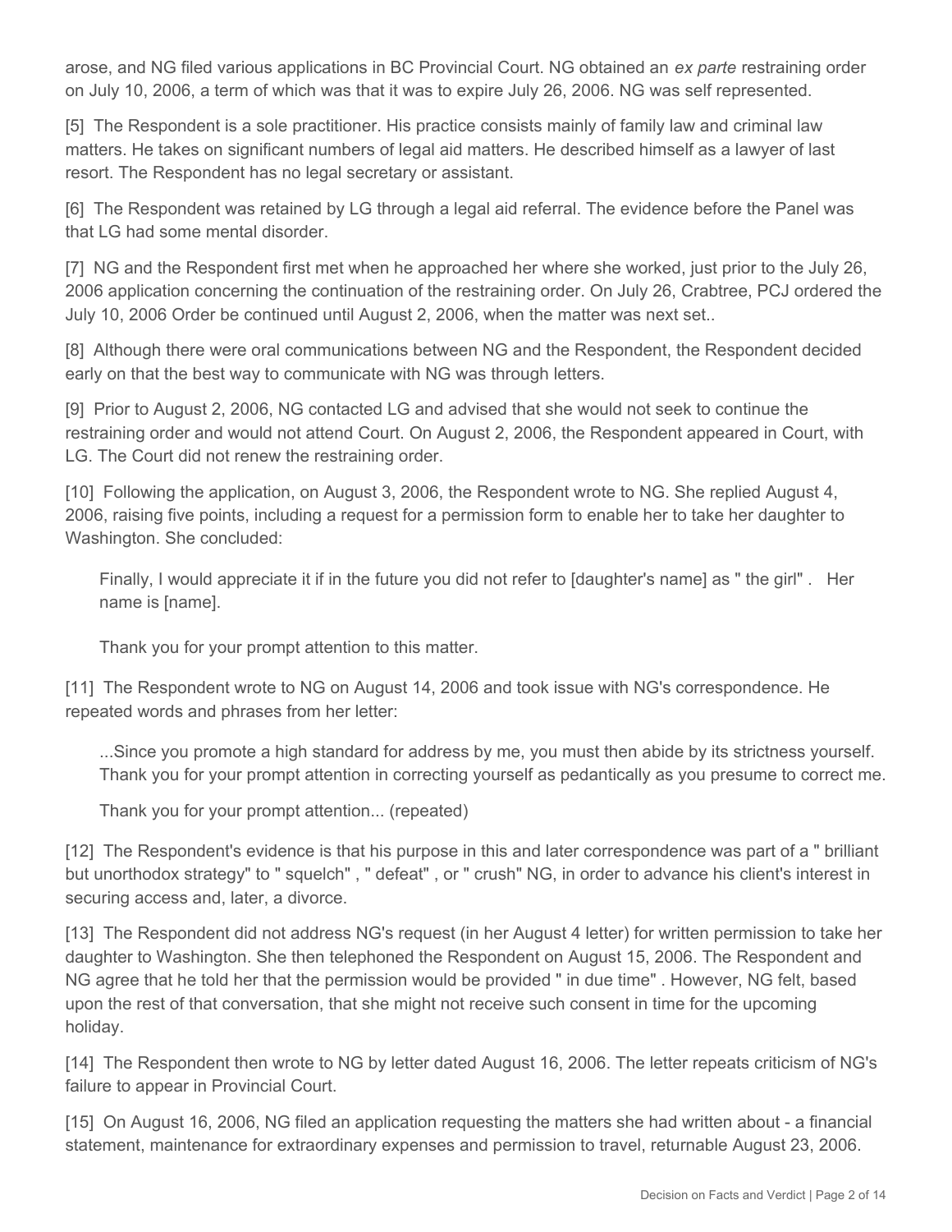arose, and NG filed various applications in BC Provincial Court. NG obtained an *ex parte* restraining order on July 10, 2006, a term of which was that it was to expire July 26, 2006. NG was self represented.

[5] The Respondent is a sole practitioner. His practice consists mainly of family law and criminal law matters. He takes on significant numbers of legal aid matters. He described himself as a lawyer of last resort. The Respondent has no legal secretary or assistant.

[6] The Respondent was retained by LG through a legal aid referral. The evidence before the Panel was that LG had some mental disorder.

[7] NG and the Respondent first met when he approached her where she worked, just prior to the July 26, 2006 application concerning the continuation of the restraining order. On July 26, Crabtree, PCJ ordered the July 10, 2006 Order be continued until August 2, 2006, when the matter was next set..

[8] Although there were oral communications between NG and the Respondent, the Respondent decided early on that the best way to communicate with NG was through letters.

[9] Prior to August 2, 2006, NG contacted LG and advised that she would not seek to continue the restraining order and would not attend Court. On August 2, 2006, the Respondent appeared in Court, with LG. The Court did not renew the restraining order.

[10] Following the application, on August 3, 2006, the Respondent wrote to NG. She replied August 4, 2006, raising five points, including a request for a permission form to enable her to take her daughter to Washington. She concluded:

> Finally, I would appreciate it if in the future you did not refer to [daughter's name] as " the girl" . Her name is [name].
>
> Thank you for your prompt attention to this matter.

[11] The Respondent wrote to NG on August 14, 2006 and took issue with NG's correspondence. He repeated words and phrases from her letter:

> ...Since you promote a high standard for address by me, you must then abide by its strictness yourself. Thank you for your prompt attention in correcting yourself as pedantically as you presume to correct me.
>
> Thank you for your prompt attention... (repeated)

[12] The Respondent's evidence is that his purpose in this and later correspondence was part of a " brilliant but unorthodox strategy" to " squelch" , " defeat" , or " crush" NG, in order to advance his client's interest in securing access and, later, a divorce.

[13] The Respondent did not address NG's request (in her August 4 letter) for written permission to take her daughter to Washington. She then telephoned the Respondent on August 15, 2006. The Respondent and NG agree that he told her that the permission would be provided " in due time" . However, NG felt, based upon the rest of that conversation, that she might not receive such consent in time for the upcoming holiday.

[14] The Respondent then wrote to NG by letter dated August 16, 2006. The letter repeats criticism of NG's failure to appear in Provincial Court.

[15] On August 16, 2006, NG filed an application requesting the matters she had written about - a financial statement, maintenance for extraordinary expenses and permission to travel, returnable August 23, 2006.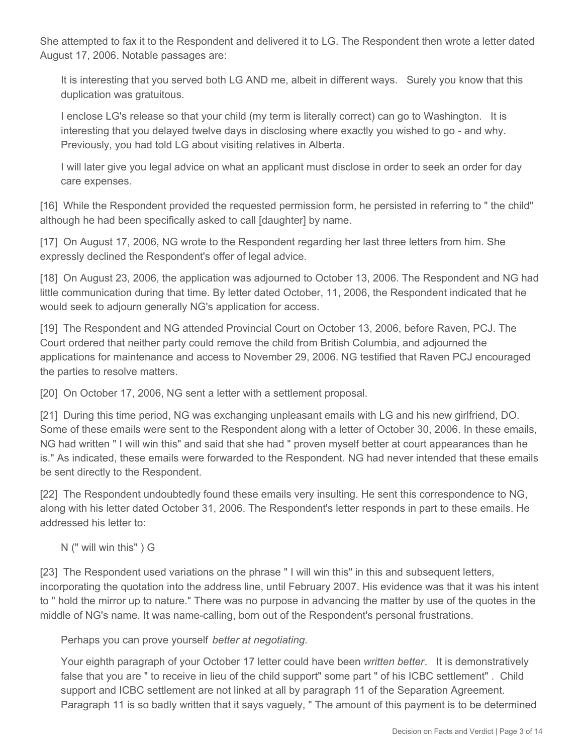She attempted to fax it to the Respondent and delivered it to LG. The Respondent then wrote a letter dated August 17, 2006. Notable passages are:

> It is interesting that you served both LG AND me, albeit in different ways. Surely you know that this duplication was gratuitous.
>
> I enclose LG's release so that your child (my term is literally correct) can go to Washington. It is interesting that you delayed twelve days in disclosing where exactly you wished to go - and why. Previously, you had told LG about visiting relatives in Alberta.
>
> I will later give you legal advice on what an applicant must disclose in order to seek an order for day care expenses.

[16] While the Respondent provided the requested permission form, he persisted in referring to " the child" although he had been specifically asked to call [daughter] by name.

[17] On August 17, 2006, NG wrote to the Respondent regarding her last three letters from him. She expressly declined the Respondent's offer of legal advice.

[18] On August 23, 2006, the application was adjourned to October 13, 2006. The Respondent and NG had little communication during that time. By letter dated October, 11, 2006, the Respondent indicated that he would seek to adjourn generally NG's application for access.

[19] The Respondent and NG attended Provincial Court on October 13, 2006, before Raven, PCJ. The Court ordered that neither party could remove the child from British Columbia, and adjourned the applications for maintenance and access to November 29, 2006. NG testified that Raven PCJ encouraged the parties to resolve matters.

[20] On October 17, 2006, NG sent a letter with a settlement proposal.

[21] During this time period, NG was exchanging unpleasant emails with LG and his new girlfriend, DO. Some of these emails were sent to the Respondent along with a letter of October 30, 2006. In these emails, NG had written " I will win this" and said that she had " proven myself better at court appearances than he is." As indicated, these emails were forwarded to the Respondent. NG had never intended that these emails be sent directly to the Respondent.

[22] The Respondent undoubtedly found these emails very insulting. He sent this correspondence to NG, along with his letter dated October 31, 2006. The Respondent's letter responds in part to these emails. He addressed his letter to:

> N (" will win this" ) G

[23] The Respondent used variations on the phrase " I will win this" in this and subsequent letters, incorporating the quotation into the address line, until February 2007. His evidence was that it was his intent to " hold the mirror up to nature." There was no purpose in advancing the matter by use of the quotes in the middle of NG's name. It was name-calling, born out of the Respondent's personal frustrations.

> Perhaps you can prove yourself *better at negotiating*.
>
> Your eighth paragraph of your October 17 letter could have been *written better*. It is demonstratively false that you are " to receive in lieu of the child support" some part " of his ICBC settlement" . Child support and ICBC settlement are not linked at all by paragraph 11 of the Separation Agreement. Paragraph 11 is so badly written that it says vaguely, " The amount of this payment is to be determined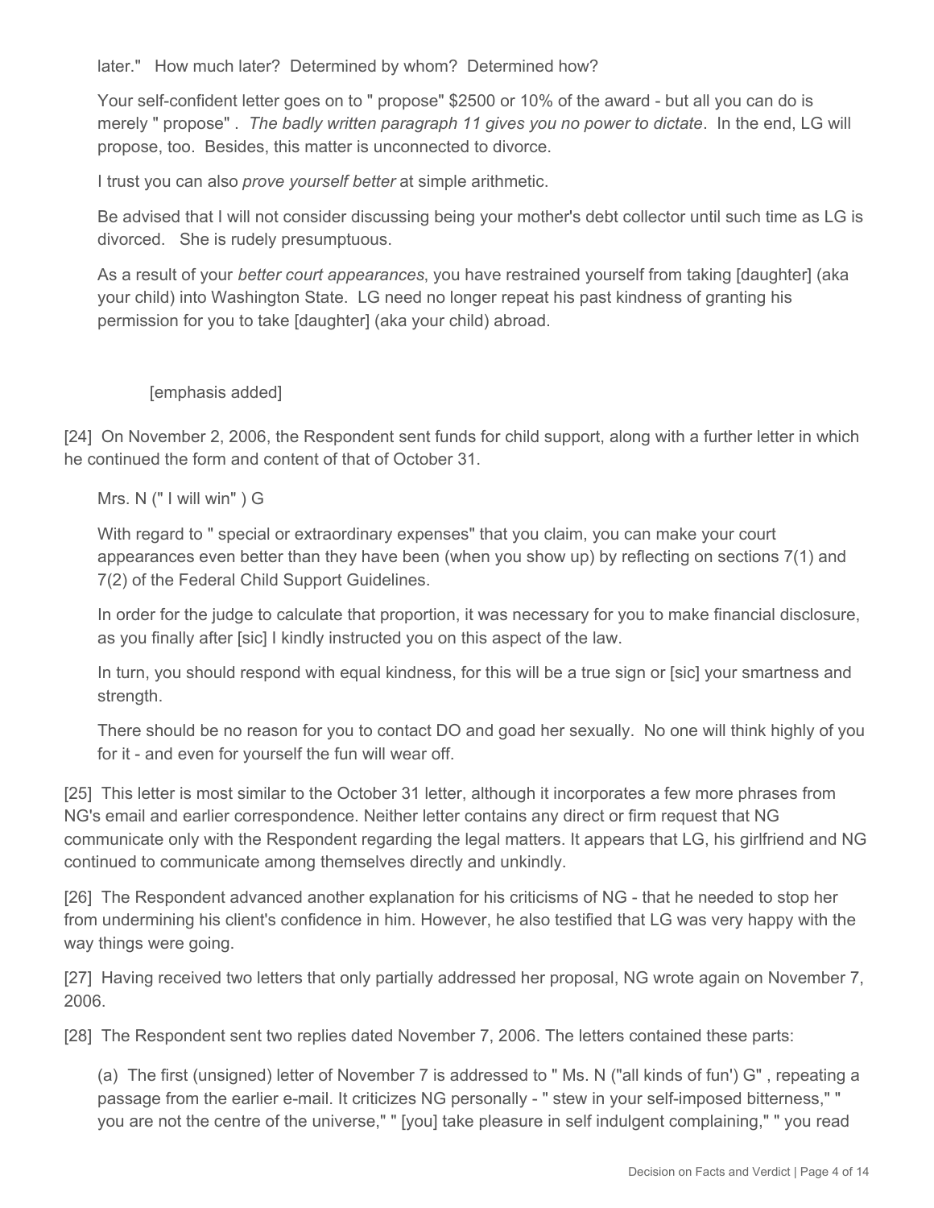later." How much later? Determined by whom? Determined how?

> Your self-confident letter goes on to " propose" $2500 or 10% of the award - but all you can do is merely " propose" . *The badly written paragraph 11 gives you no power to dictate*. In the end, LG will propose, too. Besides, this matter is unconnected to divorce.
>
> I trust you can also *prove yourself better* at simple arithmetic.
>
> Be advised that I will not consider discussing being your mother's debt collector until such time as LG is divorced. She is rudely presumptuous.
>
> As a result of your *better court appearances*, you have restrained yourself from taking [daughter] (aka your child) into Washington State. LG need no longer repeat his past kindness of granting his permission for you to take [daughter] (aka your child) abroad.
>
> [emphasis added]

[24] On November 2, 2006, the Respondent sent funds for child support, along with a further letter in which he continued the form and content of that of October 31.

> Mrs. N (" I will win" ) G
>
> With regard to " special or extraordinary expenses" that you claim, you can make your court appearances even better than they have been (when you show up) by reflecting on sections 7(1) and 7(2) of the Federal Child Support Guidelines.
>
> In order for the judge to calculate that proportion, it was necessary for you to make financial disclosure, as you finally after [sic] I kindly instructed you on this aspect of the law.
>
> In turn, you should respond with equal kindness, for this will be a true sign or [sic] your smartness and strength.
>
> There should be no reason for you to contact DO and goad her sexually. No one will think highly of you for it - and even for yourself the fun will wear off.

[25] This letter is most similar to the October 31 letter, although it incorporates a few more phrases from NG's email and earlier correspondence. Neither letter contains any direct or firm request that NG communicate only with the Respondent regarding the legal matters. It appears that LG, his girlfriend and NG continued to communicate among themselves directly and unkindly.

[26] The Respondent advanced another explanation for his criticisms of NG - that he needed to stop her from undermining his client's confidence in him. However, he also testified that LG was very happy with the way things were going.

[27] Having received two letters that only partially addressed her proposal, NG wrote again on November 7, 2006.

[28] The Respondent sent two replies dated November 7, 2006. The letters contained these parts:

> (a) The first (unsigned) letter of November 7 is addressed to " Ms. N ("all kinds of fun') G" , repeating a passage from the earlier e-mail. It criticizes NG personally - " stew in your self-imposed bitterness," " you are not the centre of the universe," " [you] take pleasure in self indulgent complaining," " you read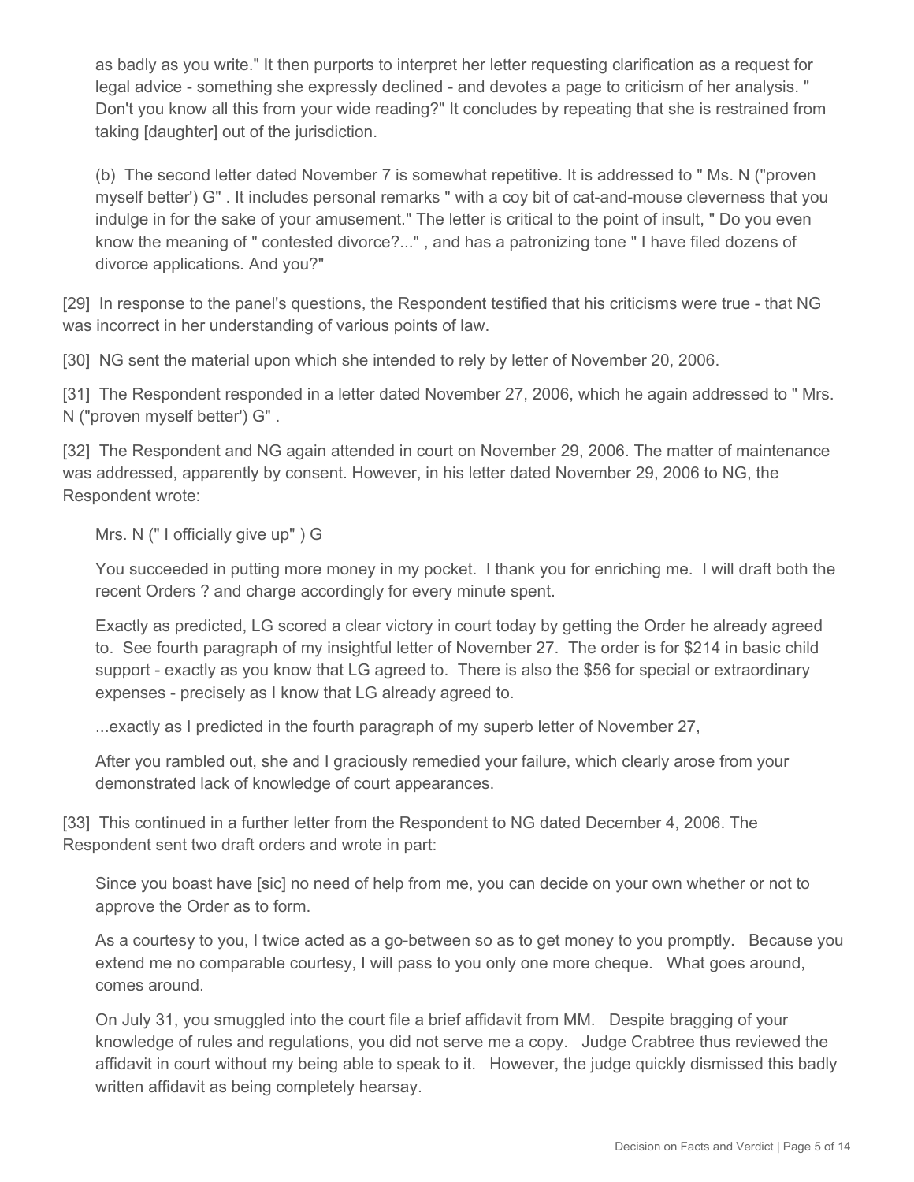as badly as you write." It then purports to interpret her letter requesting clarification as a request for legal advice - something she expressly declined - and devotes a page to criticism of her analysis. " Don't you know all this from your wide reading?" It concludes by repeating that she is restrained from taking [daughter] out of the jurisdiction.

(b) The second letter dated November 7 is somewhat repetitive. It is addressed to " Ms. N ("proven myself better') G" . It includes personal remarks " with a coy bit of cat-and-mouse cleverness that you indulge in for the sake of your amusement." The letter is critical to the point of insult, " Do you even know the meaning of " contested divorce?..." , and has a patronizing tone " I have filed dozens of divorce applications. And you?"

[29] In response to the panel's questions, the Respondent testified that his criticisms were true - that NG was incorrect in her understanding of various points of law.

[30] NG sent the material upon which she intended to rely by letter of November 20, 2006.

[31] The Respondent responded in a letter dated November 27, 2006, which he again addressed to " Mrs. N ("proven myself better') G" .

[32] The Respondent and NG again attended in court on November 29, 2006. The matter of maintenance was addressed, apparently by consent. However, in his letter dated November 29, 2006 to NG, the Respondent wrote:

Mrs. N (" I officially give up" ) G

You succeeded in putting more money in my pocket. I thank you for enriching me. I will draft both the recent Orders ? and charge accordingly for every minute spent.

Exactly as predicted, LG scored a clear victory in court today by getting the Order he already agreed to. See fourth paragraph of my insightful letter of November 27. The order is for $214 in basic child support - exactly as you know that LG agreed to. There is also the $56 for special or extraordinary expenses - precisely as I know that LG already agreed to.

...exactly as I predicted in the fourth paragraph of my superb letter of November 27,

After you rambled out, she and I graciously remedied your failure, which clearly arose from your demonstrated lack of knowledge of court appearances.

[33] This continued in a further letter from the Respondent to NG dated December 4, 2006. The Respondent sent two draft orders and wrote in part:

Since you boast have [sic] no need of help from me, you can decide on your own whether or not to approve the Order as to form.

As a courtesy to you, I twice acted as a go-between so as to get money to you promptly. Because you extend me no comparable courtesy, I will pass to you only one more cheque. What goes around, comes around.

On July 31, you smuggled into the court file a brief affidavit from MM. Despite bragging of your knowledge of rules and regulations, you did not serve me a copy. Judge Crabtree thus reviewed the affidavit in court without my being able to speak to it. However, the judge quickly dismissed this badly written affidavit as being completely hearsay.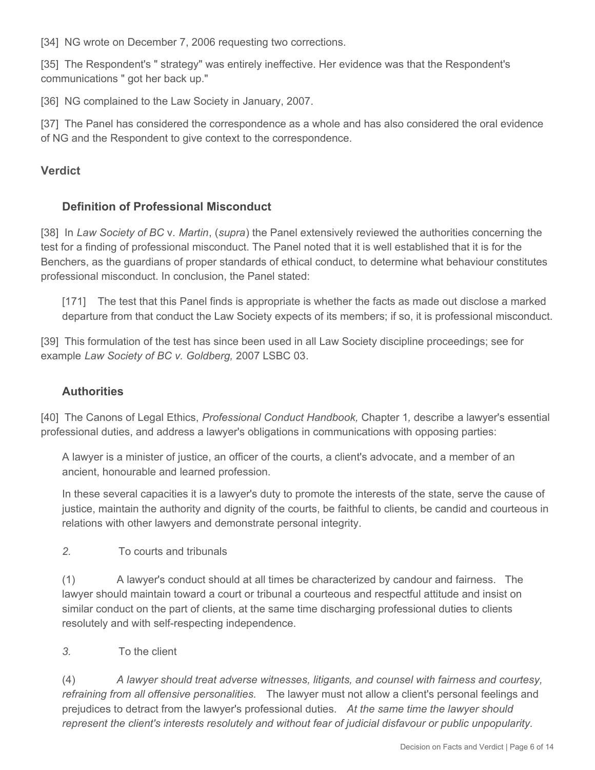[34] NG wrote on December 7, 2006 requesting two corrections.

[35] The Respondent's " strategy" was entirely ineffective. Her evidence was that the Respondent's communications " got her back up."

[36] NG complained to the Law Society in January, 2007.

[37] The Panel has considered the correspondence as a whole and has also considered the oral evidence of NG and the Respondent to give context to the correspondence.

## Verdict

### Definition of Professional Misconduct

[38] In *Law Society of BC* v. *Martin*, (*supra*) the Panel extensively reviewed the authorities concerning the test for a finding of professional misconduct. The Panel noted that it is well established that it is for the Benchers, as the guardians of proper standards of ethical conduct, to determine what behaviour constitutes professional misconduct. In conclusion, the Panel stated:

> [171] The test that this Panel finds is appropriate is whether the facts as made out disclose a marked departure from that conduct the Law Society expects of its members; if so, it is professional misconduct.

[39] This formulation of the test has since been used in all Law Society discipline proceedings; see for example *Law Society of BC v. Goldberg,* 2007 LSBC 03.

### Authorities

[40] The Canons of Legal Ethics, *Professional Conduct Handbook,* Chapter 1*,* describe a lawyer's essential professional duties, and address a lawyer's obligations in communications with opposing parties:

> A lawyer is a minister of justice, an officer of the courts, a client's advocate, and a member of an ancient, honourable and learned profession.
>
> In these several capacities it is a lawyer's duty to promote the interests of the state, serve the cause of justice, maintain the authority and dignity of the courts, be faithful to clients, be candid and courteous in relations with other lawyers and demonstrate personal integrity.
>
> *2.* To courts and tribunals
>
> (1) A lawyer's conduct should at all times be characterized by candour and fairness. The lawyer should maintain toward a court or tribunal a courteous and respectful attitude and insist on similar conduct on the part of clients, at the same time discharging professional duties to clients resolutely and with self-respecting independence.
>
> *3.* To the client
>
> (4) *A lawyer should treat adverse witnesses, litigants, and counsel with fairness and courtesy, refraining from all offensive personalities.* The lawyer must not allow a client's personal feelings and prejudices to detract from the lawyer's professional duties. *At the same time the lawyer should represent the client's interests resolutely and without fear of judicial disfavour or public unpopularity.*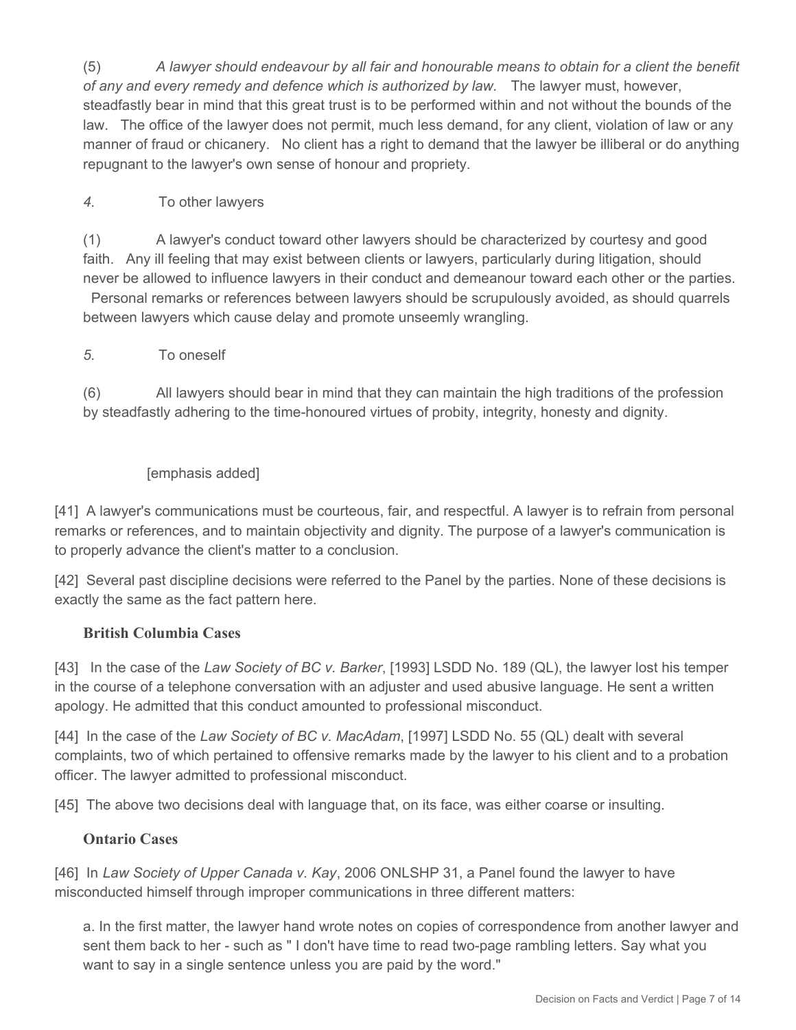(5) *A lawyer should endeavour by all fair and honourable means to obtain for a client the benefit of any and every remedy and defence which is authorized by law.* The lawyer must, however, steadfastly bear in mind that this great trust is to be performed within and not without the bounds of the law. The office of the lawyer does not permit, much less demand, for any client, violation of law or any manner of fraud or chicanery. No client has a right to demand that the lawyer be illiberal or do anything repugnant to the lawyer's own sense of honour and propriety.

*4.* To other lawyers

(1) A lawyer's conduct toward other lawyers should be characterized by courtesy and good faith. Any ill feeling that may exist between clients or lawyers, particularly during litigation, should never be allowed to influence lawyers in their conduct and demeanour toward each other or the parties. Personal remarks or references between lawyers should be scrupulously avoided, as should quarrels between lawyers which cause delay and promote unseemly wrangling.

*5.* To oneself

(6) All lawyers should bear in mind that they can maintain the high traditions of the profession by steadfastly adhering to the time-honoured virtues of probity, integrity, honesty and dignity.

[emphasis added]

[41] A lawyer's communications must be courteous, fair, and respectful. A lawyer is to refrain from personal remarks or references, and to maintain objectivity and dignity. The purpose of a lawyer's communication is to properly advance the client's matter to a conclusion.

[42] Several past discipline decisions were referred to the Panel by the parties. None of these decisions is exactly the same as the fact pattern here.

### British Columbia Cases

[43] In the case of the *Law Society of BC v. Barker*, [1993] LSDD No. 189 (QL), the lawyer lost his temper in the course of a telephone conversation with an adjuster and used abusive language. He sent a written apology. He admitted that this conduct amounted to professional misconduct.

[44] In the case of the *Law Society of BC v. MacAdam*, [1997] LSDD No. 55 (QL) dealt with several complaints, two of which pertained to offensive remarks made by the lawyer to his client and to a probation officer. The lawyer admitted to professional misconduct.

[45] The above two decisions deal with language that, on its face, was either coarse or insulting.

### Ontario Cases

[46] In *Law Society of Upper Canada v. Kay*, 2006 ONLSHP 31, a Panel found the lawyer to have misconducted himself through improper communications in three different matters:

a. In the first matter, the lawyer hand wrote notes on copies of correspondence from another lawyer and sent them back to her - such as " I don't have time to read two-page rambling letters. Say what you want to say in a single sentence unless you are paid by the word."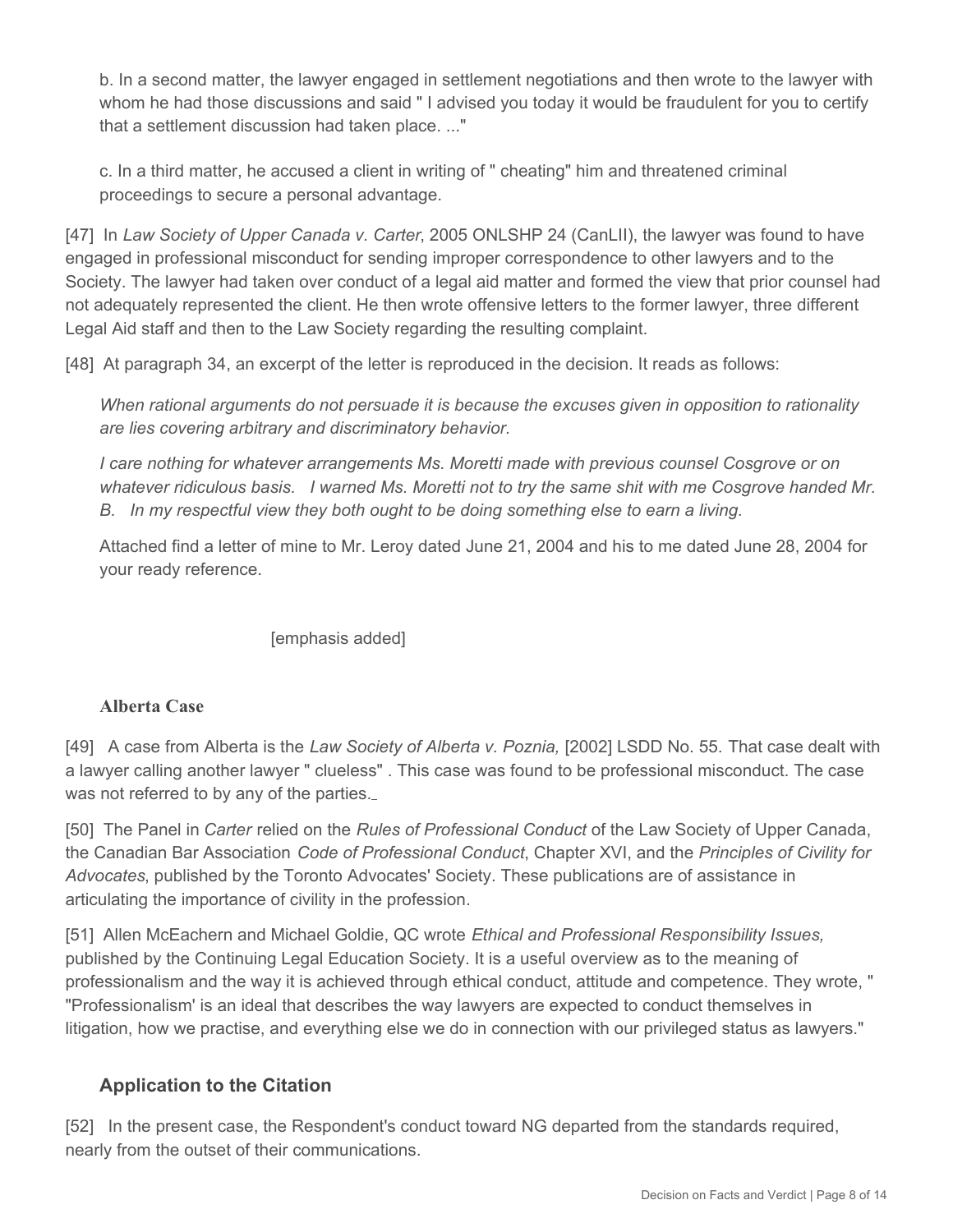b. In a second matter, the lawyer engaged in settlement negotiations and then wrote to the lawyer with whom he had those discussions and said " I advised you today it would be fraudulent for you to certify that a settlement discussion had taken place. ..."

c. In a third matter, he accused a client in writing of " cheating" him and threatened criminal proceedings to secure a personal advantage.

[47] In *Law Society of Upper Canada v. Carter*, 2005 ONLSHP 24 (CanLII), the lawyer was found to have engaged in professional misconduct for sending improper correspondence to other lawyers and to the Society. The lawyer had taken over conduct of a legal aid matter and formed the view that prior counsel had not adequately represented the client. He then wrote offensive letters to the former lawyer, three different Legal Aid staff and then to the Law Society regarding the resulting complaint.

[48] At paragraph 34, an excerpt of the letter is reproduced in the decision. It reads as follows:

> *When rational arguments do not persuade it is because the excuses given in opposition to rationality are lies covering arbitrary and discriminatory behavior.*
>
> *I care nothing for whatever arrangements Ms. Moretti made with previous counsel Cosgrove or on whatever ridiculous basis. I warned Ms. Moretti not to try the same shit with me Cosgrove handed Mr. B. In my respectful view they both ought to be doing something else to earn a living.*
>
> Attached find a letter of mine to Mr. Leroy dated June 21, 2004 and his to me dated June 28, 2004 for your ready reference.
>
> [emphasis added]

### Alberta Case

[49] A case from Alberta is the *Law Society of Alberta v. Poznia,* [2002] LSDD No. 55. That case dealt with a lawyer calling another lawyer " clueless" . This case was found to be professional misconduct. The case was not referred to by any of the parties.

[50] The Panel in *Carter* relied on the *Rules of Professional Conduct* of the Law Society of Upper Canada, the Canadian Bar Association *Code of Professional Conduct*, Chapter XVI, and the *Principles of Civility for Advocates*, published by the Toronto Advocates' Society. These publications are of assistance in articulating the importance of civility in the profession.

[51] Allen McEachern and Michael Goldie, QC wrote *Ethical and Professional Responsibility Issues,* published by the Continuing Legal Education Society. It is a useful overview as to the meaning of professionalism and the way it is achieved through ethical conduct, attitude and competence. They wrote, " "Professionalism' is an ideal that describes the way lawyers are expected to conduct themselves in litigation, how we practise, and everything else we do in connection with our privileged status as lawyers."

### Application to the Citation

[52] In the present case, the Respondent's conduct toward NG departed from the standards required, nearly from the outset of their communications.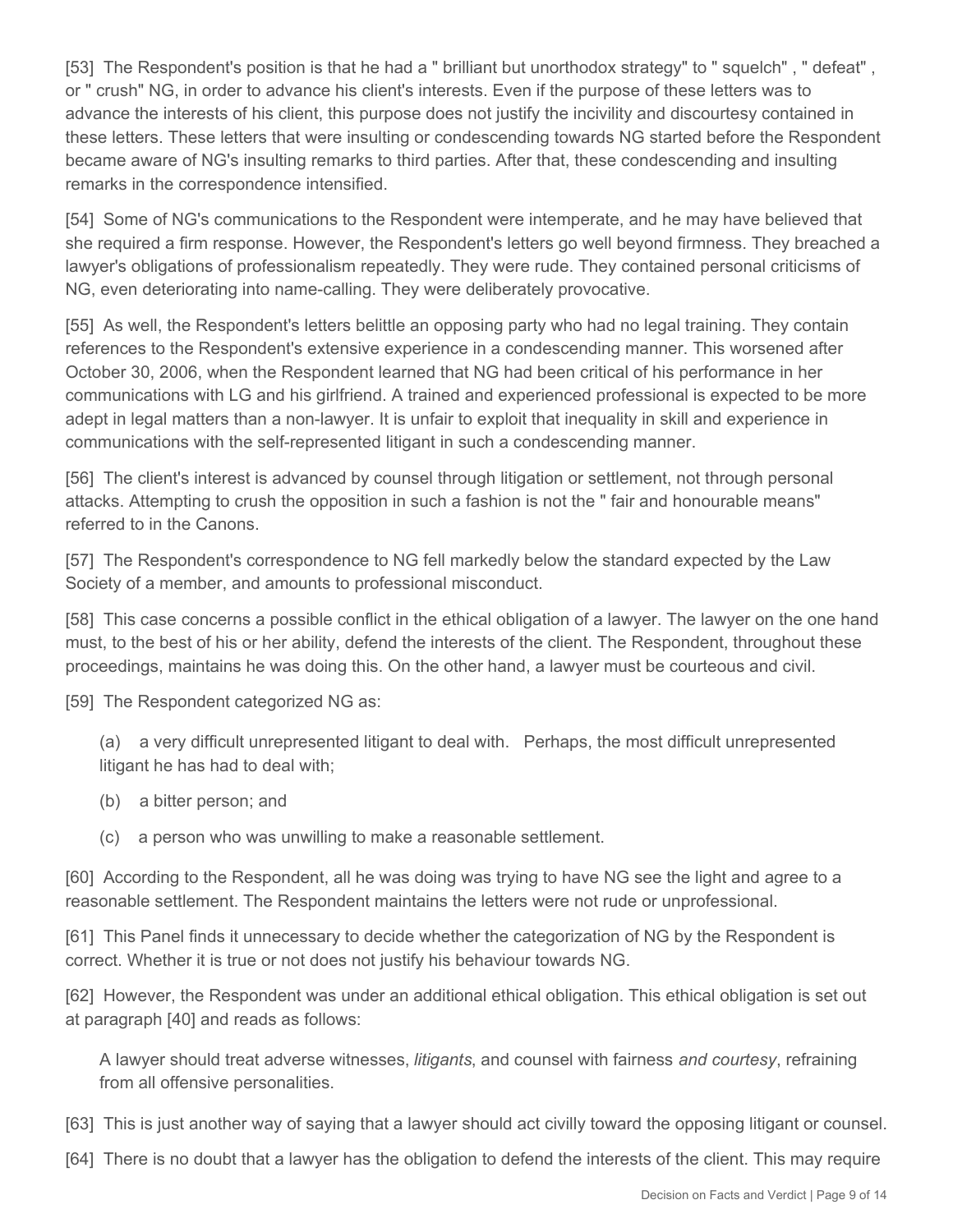[53] The Respondent's position is that he had a " brilliant but unorthodox strategy" to " squelch" , " defeat" , or " crush" NG, in order to advance his client's interests. Even if the purpose of these letters was to advance the interests of his client, this purpose does not justify the incivility and discourtesy contained in these letters. These letters that were insulting or condescending towards NG started before the Respondent became aware of NG's insulting remarks to third parties. After that, these condescending and insulting remarks in the correspondence intensified.

[54] Some of NG's communications to the Respondent were intemperate, and he may have believed that she required a firm response. However, the Respondent's letters go well beyond firmness. They breached a lawyer's obligations of professionalism repeatedly. They were rude. They contained personal criticisms of NG, even deteriorating into name-calling. They were deliberately provocative.

[55] As well, the Respondent's letters belittle an opposing party who had no legal training. They contain references to the Respondent's extensive experience in a condescending manner. This worsened after October 30, 2006, when the Respondent learned that NG had been critical of his performance in her communications with LG and his girlfriend. A trained and experienced professional is expected to be more adept in legal matters than a non-lawyer. It is unfair to exploit that inequality in skill and experience in communications with the self-represented litigant in such a condescending manner.

[56] The client's interest is advanced by counsel through litigation or settlement, not through personal attacks. Attempting to crush the opposition in such a fashion is not the " fair and honourable means" referred to in the Canons.

[57] The Respondent's correspondence to NG fell markedly below the standard expected by the Law Society of a member, and amounts to professional misconduct.

[58] This case concerns a possible conflict in the ethical obligation of a lawyer. The lawyer on the one hand must, to the best of his or her ability, defend the interests of the client. The Respondent, throughout these proceedings, maintains he was doing this. On the other hand, a lawyer must be courteous and civil.

[59] The Respondent categorized NG as:

(a) a very difficult unrepresented litigant to deal with. Perhaps, the most difficult unrepresented litigant he has had to deal with;

(b) a bitter person; and

(c) a person who was unwilling to make a reasonable settlement.

[60] According to the Respondent, all he was doing was trying to have NG see the light and agree to a reasonable settlement. The Respondent maintains the letters were not rude or unprofessional.

[61] This Panel finds it unnecessary to decide whether the categorization of NG by the Respondent is correct. Whether it is true or not does not justify his behaviour towards NG.

[62] However, the Respondent was under an additional ethical obligation. This ethical obligation is set out at paragraph [40] and reads as follows:

> A lawyer should treat adverse witnesses, *litigants*, and counsel with fairness *and courtesy*, refraining from all offensive personalities.

[63] This is just another way of saying that a lawyer should act civilly toward the opposing litigant or counsel.

[64] There is no doubt that a lawyer has the obligation to defend the interests of the client. This may require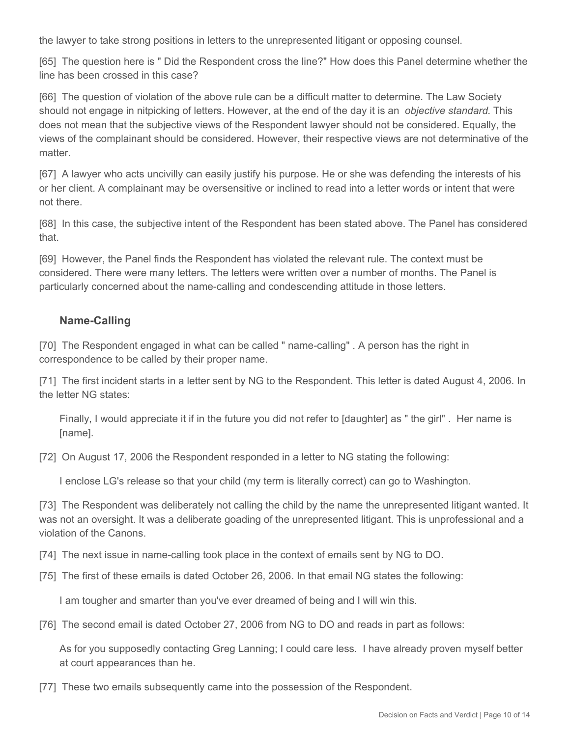the lawyer to take strong positions in letters to the unrepresented litigant or opposing counsel.

[65] The question here is " Did the Respondent cross the line?" How does this Panel determine whether the line has been crossed in this case?

[66] The question of violation of the above rule can be a difficult matter to determine. The Law Society should not engage in nitpicking of letters. However, at the end of the day it is an *objective standard*. This does not mean that the subjective views of the Respondent lawyer should not be considered. Equally, the views of the complainant should be considered. However, their respective views are not determinative of the matter.

[67] A lawyer who acts uncivilly can easily justify his purpose. He or she was defending the interests of his or her client. A complainant may be oversensitive or inclined to read into a letter words or intent that were not there.

[68] In this case, the subjective intent of the Respondent has been stated above. The Panel has considered that.

[69] However, the Panel finds the Respondent has violated the relevant rule. The context must be considered. There were many letters. The letters were written over a number of months. The Panel is particularly concerned about the name-calling and condescending attitude in those letters.

### Name-Calling

[70] The Respondent engaged in what can be called " name-calling" . A person has the right in correspondence to be called by their proper name.

[71] The first incident starts in a letter sent by NG to the Respondent. This letter is dated August 4, 2006. In the letter NG states:

> Finally, I would appreciate it if in the future you did not refer to [daughter] as " the girl" . Her name is [name].

[72] On August 17, 2006 the Respondent responded in a letter to NG stating the following:

> I enclose LG's release so that your child (my term is literally correct) can go to Washington.

[73] The Respondent was deliberately not calling the child by the name the unrepresented litigant wanted. It was not an oversight. It was a deliberate goading of the unrepresented litigant. This is unprofessional and a violation of the Canons.

[74] The next issue in name-calling took place in the context of emails sent by NG to DO.

[75] The first of these emails is dated October 26, 2006. In that email NG states the following:

> I am tougher and smarter than you've ever dreamed of being and I will win this.

[76] The second email is dated October 27, 2006 from NG to DO and reads in part as follows:

> As for you supposedly contacting Greg Lanning; I could care less. I have already proven myself better at court appearances than he.

[77] These two emails subsequently came into the possession of the Respondent.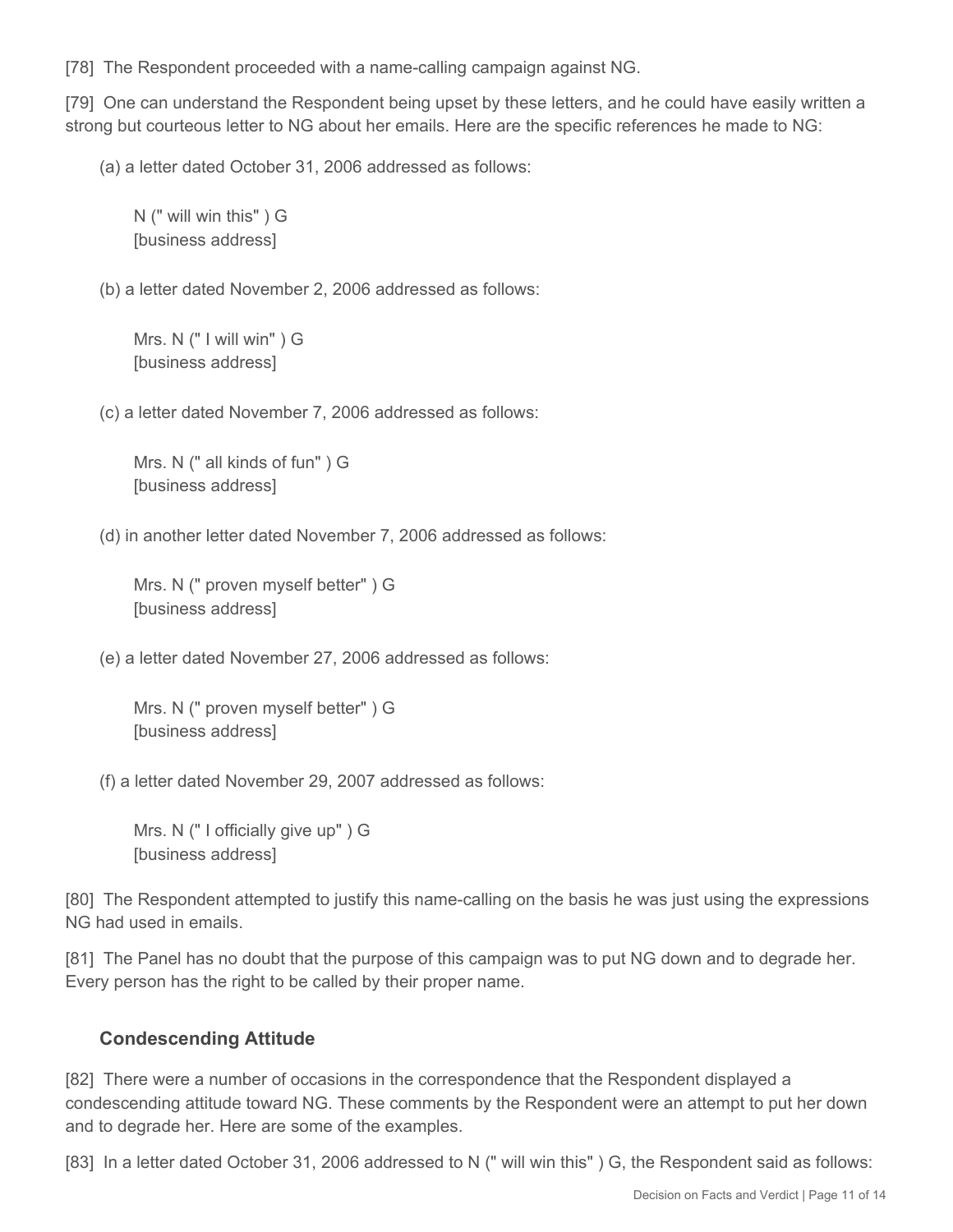[78] The Respondent proceeded with a name-calling campaign against NG.

[79] One can understand the Respondent being upset by these letters, and he could have easily written a strong but courteous letter to NG about her emails. Here are the specific references he made to NG:

(a) a letter dated October 31, 2006 addressed as follows:

> N (" will win this" ) G
> [business address]

(b) a letter dated November 2, 2006 addressed as follows:

> Mrs. N (" I will win" ) G
> [business address]

(c) a letter dated November 7, 2006 addressed as follows:

> Mrs. N (" all kinds of fun" ) G
> [business address]

(d) in another letter dated November 7, 2006 addressed as follows:

> Mrs. N (" proven myself better" ) G
> [business address]

(e) a letter dated November 27, 2006 addressed as follows:

> Mrs. N (" proven myself better" ) G
> [business address]

(f) a letter dated November 29, 2007 addressed as follows:

> Mrs. N (" I officially give up" ) G
> [business address]

[80] The Respondent attempted to justify this name-calling on the basis he was just using the expressions NG had used in emails.

[81] The Panel has no doubt that the purpose of this campaign was to put NG down and to degrade her. Every person has the right to be called by their proper name.

### Condescending Attitude

[82] There were a number of occasions in the correspondence that the Respondent displayed a condescending attitude toward NG. These comments by the Respondent were an attempt to put her down and to degrade her. Here are some of the examples.

[83] In a letter dated October 31, 2006 addressed to N (" will win this" ) G, the Respondent said as follows: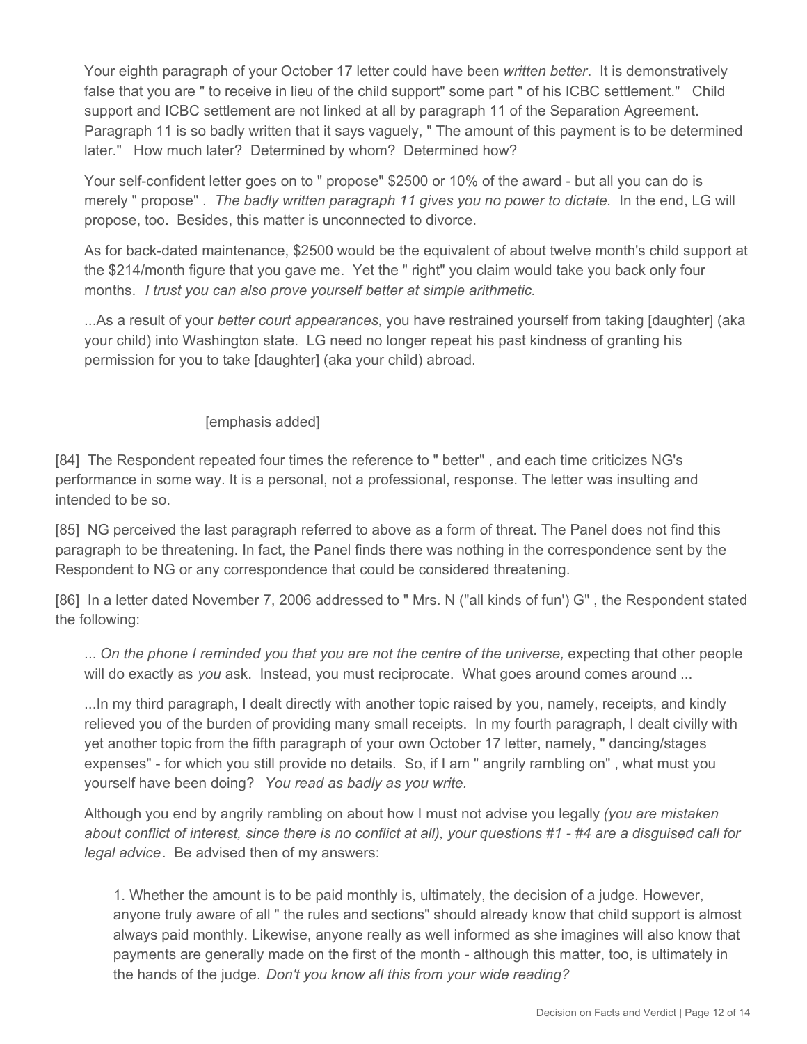> Your eighth paragraph of your October 17 letter could have been *written better*. It is demonstratively false that you are " to receive in lieu of the child support" some part " of his ICBC settlement." Child support and ICBC settlement are not linked at all by paragraph 11 of the Separation Agreement. Paragraph 11 is so badly written that it says vaguely, " The amount of this payment is to be determined later." How much later? Determined by whom? Determined how?
>
> Your self-confident letter goes on to " propose" $2500 or 10% of the award - but all you can do is merely " propose" . *The badly written paragraph 11 gives you no power to dictate.* In the end, LG will propose, too. Besides, this matter is unconnected to divorce.
>
> As for back-dated maintenance, $2500 would be the equivalent of about twelve month's child support at the $214/month figure that you gave me. Yet the " right" you claim would take you back only four months. *I trust you can also prove yourself better at simple arithmetic.*
>
> ...As a result of your *better court appearances*, you have restrained yourself from taking [daughter] (aka your child) into Washington state. LG need no longer repeat his past kindness of granting his permission for you to take [daughter] (aka your child) abroad.
>
> [emphasis added]

[84] The Respondent repeated four times the reference to " better" , and each time criticizes NG's performance in some way. It is a personal, not a professional, response. The letter was insulting and intended to be so.

[85] NG perceived the last paragraph referred to above as a form of threat. The Panel does not find this paragraph to be threatening. In fact, the Panel finds there was nothing in the correspondence sent by the Respondent to NG or any correspondence that could be considered threatening.

[86] In a letter dated November 7, 2006 addressed to " Mrs. N ("all kinds of fun') G" , the Respondent stated the following:

> ... *On the phone I reminded you that you are not the centre of the universe,* expecting that other people will do exactly as *you* ask. Instead, you must reciprocate. What goes around comes around ...
>
> ...In my third paragraph, I dealt directly with another topic raised by you, namely, receipts, and kindly relieved you of the burden of providing many small receipts. In my fourth paragraph, I dealt civilly with yet another topic from the fifth paragraph of your own October 17 letter, namely, " dancing/stages expenses" - for which you still provide no details. So, if I am " angrily rambling on" , what must you yourself have been doing? *You read as badly as you write.*
>
> Although you end by angrily rambling on about how I must not advise you legally *(you are mistaken about conflict of interest, since there is no conflict at all), your questions #1 - #4 are a disguised call for legal advice*. Be advised then of my answers:
>
> > 1. Whether the amount is to be paid monthly is, ultimately, the decision of a judge. However, anyone truly aware of all " the rules and sections" should already know that child support is almost always paid monthly. Likewise, anyone really as well informed as she imagines will also know that payments are generally made on the first of the month - although this matter, too, is ultimately in the hands of the judge. *Don't you know all this from your wide reading?*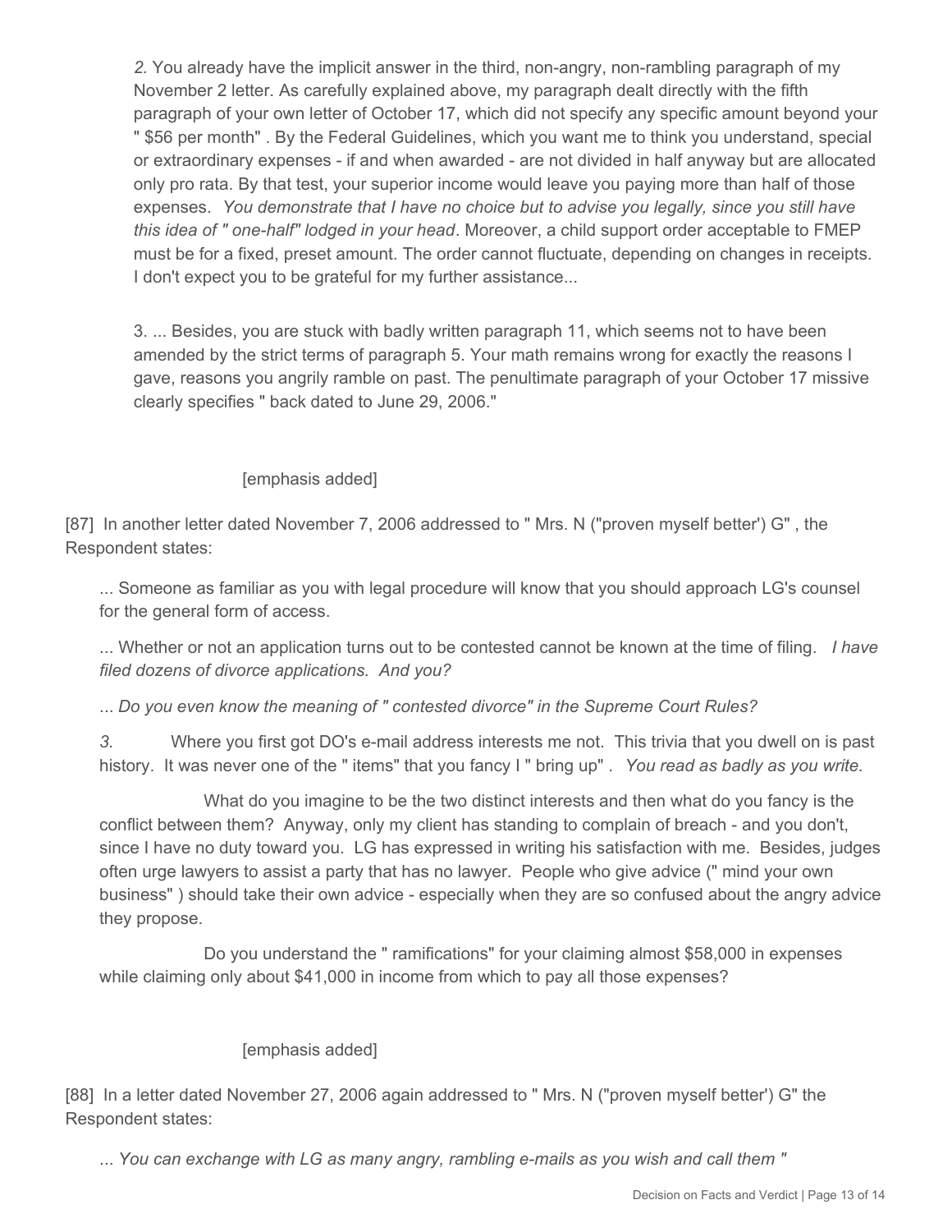> *2.* You already have the implicit answer in the third, non-angry, non-rambling paragraph of my November 2 letter. As carefully explained above, my paragraph dealt directly with the fifth paragraph of your own letter of October 17, which did not specify any specific amount beyond your " $56 per month" . By the Federal Guidelines, which you want me to think you understand, special or extraordinary expenses - if and when awarded - are not divided in half anyway but are allocated only pro rata. By that test, your superior income would leave you paying more than half of those expenses. *You demonstrate that I have no choice but to advise you legally, since you still have this idea of " one-half" lodged in your head*. Moreover, a child support order acceptable to FMEP must be for a fixed, preset amount. The order cannot fluctuate, depending on changes in receipts. I don't expect you to be grateful for my further assistance...
>
> 3. ... Besides, you are stuck with badly written paragraph 11, which seems not to have been amended by the strict terms of paragraph 5. Your math remains wrong for exactly the reasons I gave, reasons you angrily ramble on past. The penultimate paragraph of your October 17 missive clearly specifies " back dated to June 29, 2006."
>
> [emphasis added]

[87] In another letter dated November 7, 2006 addressed to " Mrs. N ("proven myself better') G" , the Respondent states:

> ... Someone as familiar as you with legal procedure will know that you should approach LG's counsel for the general form of access.
>
> ... Whether or not an application turns out to be contested cannot be known at the time of filing. *I have filed dozens of divorce applications. And you?*
>
> *... Do you even know the meaning of " contested divorce" in the Supreme Court Rules?*
>
> *3.* Where you first got DO's e-mail address interests me not. This trivia that you dwell on is past history. It was never one of the " items" that you fancy I " bring up" . *You read as badly as you write.*
>
> What do you imagine to be the two distinct interests and then what do you fancy is the conflict between them? Anyway, only my client has standing to complain of breach - and you don't, since I have no duty toward you. LG has expressed in writing his satisfaction with me. Besides, judges often urge lawyers to assist a party that has no lawyer. People who give advice (" mind your own business" ) should take their own advice - especially when they are so confused about the angry advice they propose.
>
> Do you understand the " ramifications" for your claiming almost $58,000 in expenses while claiming only about $41,000 in income from which to pay all those expenses?
>
> [emphasis added]

[88] In a letter dated November 27, 2006 again addressed to " Mrs. N ("proven myself better') G" the Respondent states:

> *... You can exchange with LG as many angry, rambling e-mails as you wish and call them "*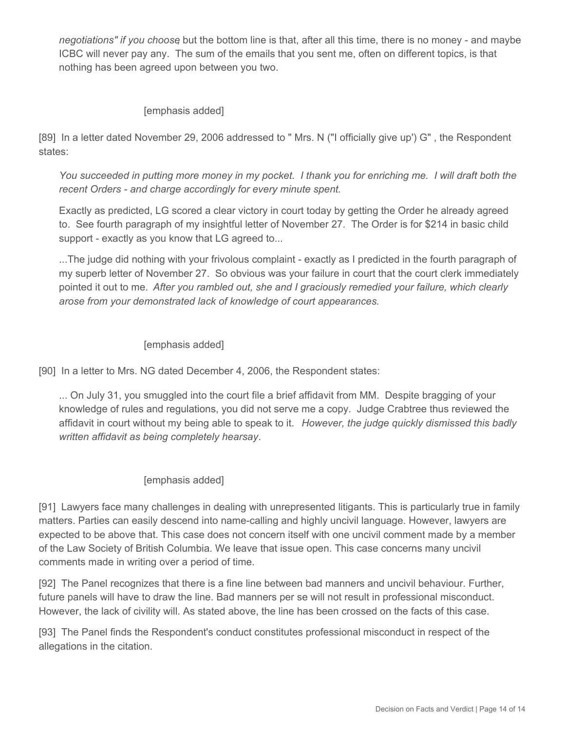*negotiations" if you choose*, but the bottom line is that, after all this time, there is no money - and maybe ICBC will never pay any. The sum of the emails that you sent me, often on different topics, is that nothing has been agreed upon between you two.

[emphasis added]

[89] In a letter dated November 29, 2006 addressed to " Mrs. N ("I officially give up') G" , the Respondent states:

> *You succeeded in putting more money in my pocket. I thank you for enriching me. I will draft both the recent Orders - and charge accordingly for every minute spent.*
>
> Exactly as predicted, LG scored a clear victory in court today by getting the Order he already agreed to. See fourth paragraph of my insightful letter of November 27. The Order is for $214 in basic child support - exactly as you know that LG agreed to...
>
> ...The judge did nothing with your frivolous complaint - exactly as I predicted in the fourth paragraph of my superb letter of November 27. So obvious was your failure in court that the court clerk immediately pointed it out to me. *After you rambled out, she and I graciously remedied your failure, which clearly arose from your demonstrated lack of knowledge of court appearances.*

[emphasis added]

[90] In a letter to Mrs. NG dated December 4, 2006, the Respondent states:

> ... On July 31, you smuggled into the court file a brief affidavit from MM. Despite bragging of your knowledge of rules and regulations, you did not serve me a copy. Judge Crabtree thus reviewed the affidavit in court without my being able to speak to it. *However, the judge quickly dismissed this badly written affidavit as being completely hearsay*.

[emphasis added]

[91] Lawyers face many challenges in dealing with unrepresented litigants. This is particularly true in family matters. Parties can easily descend into name-calling and highly uncivil language. However, lawyers are expected to be above that. This case does not concern itself with one uncivil comment made by a member of the Law Society of British Columbia. We leave that issue open. This case concerns many uncivil comments made in writing over a period of time.

[92] The Panel recognizes that there is a fine line between bad manners and uncivil behaviour. Further, future panels will have to draw the line. Bad manners per se will not result in professional misconduct. However, the lack of civility will. As stated above, the line has been crossed on the facts of this case.

[93] The Panel finds the Respondent's conduct constitutes professional misconduct in respect of the allegations in the citation.